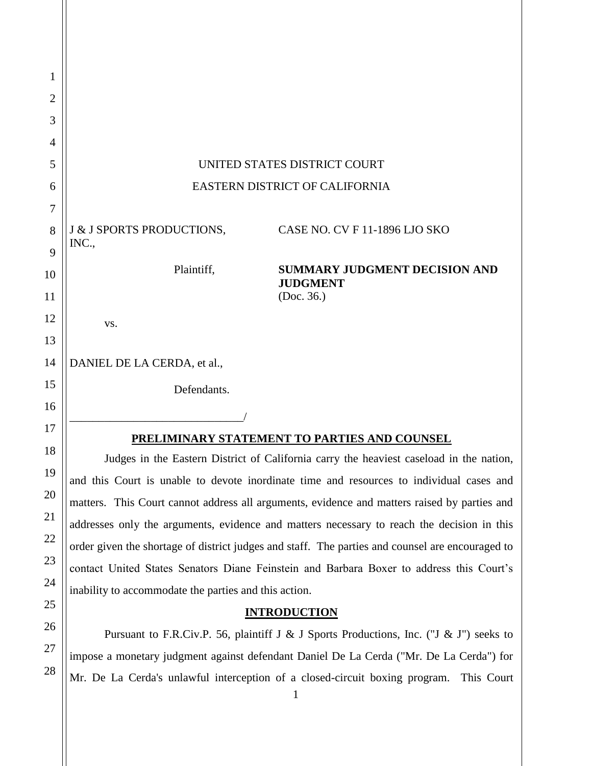UNITED STATES DISTRICT COURT

EASTERN DISTRICT OF CALIFORNIA

| | |
|---|---|
| J & J SPORTS PRODUCTIONS, INC., Plaintiff, vs. DANIEL DE LA CERDA, et al., Defendants. | CASE NO. CV F 11-1896 LJO SKO **SUMMARY JUDGMENT DECISION AND JUDGMENT** (Doc. 36.) |

## PRELIMINARY STATEMENT TO PARTIES AND COUNSEL

Judges in the Eastern District of California carry the heaviest caseload in the nation, and this Court is unable to devote inordinate time and resources to individual cases and matters. This Court cannot address all arguments, evidence and matters raised by parties and addresses only the arguments, evidence and matters necessary to reach the decision in this order given the shortage of district judges and staff. The parties and counsel are encouraged to contact United States Senators Diane Feinstein and Barbara Boxer to address this Court's inability to accommodate the parties and this action.

## INTRODUCTION

Pursuant to F.R.Civ.P. 56, plaintiff J & J Sports Productions, Inc. ("J & J") seeks to impose a monetary judgment against defendant Daniel De La Cerda ("Mr. De La Cerda") for Mr. De La Cerda's unlawful interception of a closed-circuit boxing program. This Court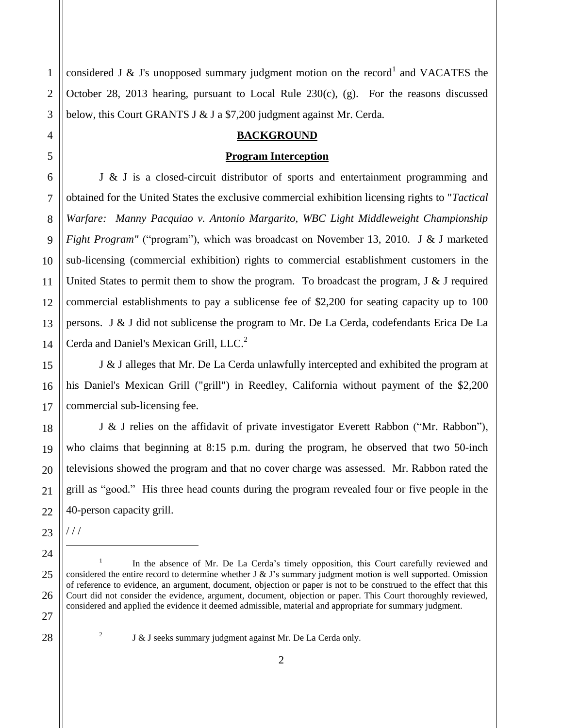considered J & J's unopposed summary judgment motion on the record[1] and VACATES the October 28, 2013 hearing, pursuant to Local Rule 230(c), (g). For the reasons discussed below, this Court GRANTS J & J a $7,200 judgment against Mr. Cerda.

## BACKGROUND

### Program Interception

J & J is a closed-circuit distributor of sports and entertainment programming and obtained for the United States the exclusive commercial exhibition licensing rights to "*Tactical Warfare: Manny Pacquiao v. Antonio Margarito, WBC Light Middleweight Championship Fight Program"* ("program"), which was broadcast on November 13, 2010. J & J marketed sub-licensing (commercial exhibition) rights to commercial establishment customers in the United States to permit them to show the program. To broadcast the program, J & J required commercial establishments to pay a sublicense fee of $2,200 for seating capacity up to 100 persons. J & J did not sublicense the program to Mr. De La Cerda, codefendants Erica De La Cerda and Daniel's Mexican Grill, LLC.[2]

J & J alleges that Mr. De La Cerda unlawfully intercepted and exhibited the program at his Daniel's Mexican Grill ("grill") in Reedley, California without payment of the $2,200 commercial sub-licensing fee.

J & J relies on the affidavit of private investigator Everett Rabbon ("Mr. Rabbon"), who claims that beginning at 8:15 p.m. during the program, he observed that two 50-inch televisions showed the program and that no cover charge was assessed. Mr. Rabbon rated the grill as "good." His three head counts during the program revealed four or five people in the 40-person capacity grill.

/ / /

---

[1] In the absence of Mr. De La Cerda's timely opposition, this Court carefully reviewed and considered the entire record to determine whether J & J's summary judgment motion is well supported. Omission of reference to evidence, an argument, document, objection or paper is not to be construed to the effect that this Court did not consider the evidence, argument, document, objection or paper. This Court thoroughly reviewed, considered and applied the evidence it deemed admissible, material and appropriate for summary judgment.

[2] J & J seeks summary judgment against Mr. De La Cerda only.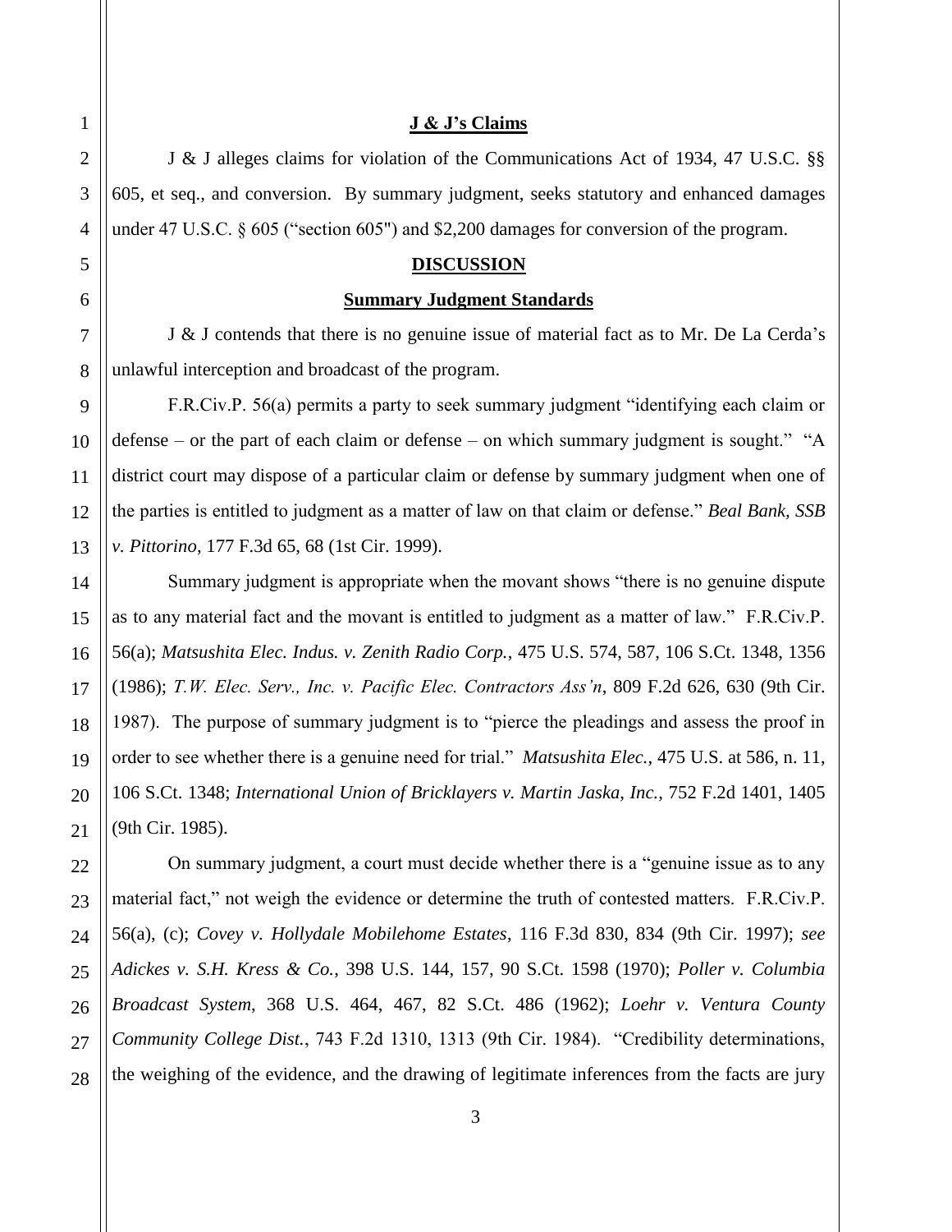**J & J's Claims**

J & J alleges claims for violation of the Communications Act of 1934, 47 U.S.C. §§ 605, et seq., and conversion. By summary judgment, seeks statutory and enhanced damages under 47 U.S.C. § 605 ("section 605") and $2,200 damages for conversion of the program.

**DISCUSSION**

**Summary Judgment Standards**

J & J contends that there is no genuine issue of material fact as to Mr. De La Cerda's unlawful interception and broadcast of the program.

F.R.Civ.P. 56(a) permits a party to seek summary judgment "identifying each claim or defense – or the part of each claim or defense – on which summary judgment is sought." "A district court may dispose of a particular claim or defense by summary judgment when one of the parties is entitled to judgment as a matter of law on that claim or defense." *Beal Bank, SSB v. Pittorino*, 177 F.3d 65, 68 (1st Cir. 1999).

Summary judgment is appropriate when the movant shows "there is no genuine dispute as to any material fact and the movant is entitled to judgment as a matter of law." F.R.Civ.P. 56(a); *Matsushita Elec. Indus. v. Zenith Radio Corp.*, 475 U.S. 574, 587, 106 S.Ct. 1348, 1356 (1986); *T.W. Elec. Serv., Inc. v. Pacific Elec. Contractors Ass'n*, 809 F.2d 626, 630 (9th Cir. 1987). The purpose of summary judgment is to "pierce the pleadings and assess the proof in order to see whether there is a genuine need for trial." *Matsushita Elec.*, 475 U.S. at 586, n. 11, 106 S.Ct. 1348; *International Union of Bricklayers v. Martin Jaska, Inc.*, 752 F.2d 1401, 1405 (9th Cir. 1985).

On summary judgment, a court must decide whether there is a "genuine issue as to any material fact," not weigh the evidence or determine the truth of contested matters. F.R.Civ.P. 56(a), (c); *Covey v. Hollydale Mobilehome Estates*, 116 F.3d 830, 834 (9th Cir. 1997); *see Adickes v. S.H. Kress & Co.*, 398 U.S. 144, 157, 90 S.Ct. 1598 (1970); *Poller v. Columbia Broadcast System*, 368 U.S. 464, 467, 82 S.Ct. 486 (1962); *Loehr v. Ventura County Community College Dist.*, 743 F.2d 1310, 1313 (9th Cir. 1984). "Credibility determinations, the weighing of the evidence, and the drawing of legitimate inferences from the facts are jury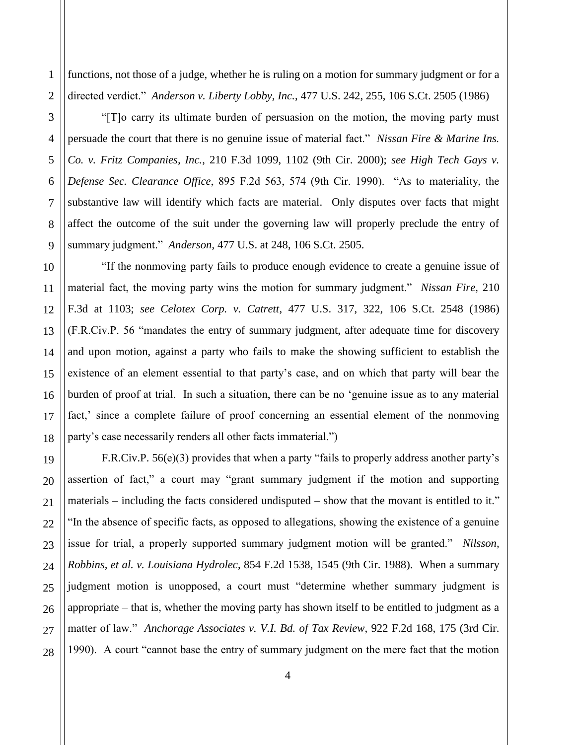functions, not those of a judge, whether he is ruling on a motion for summary judgment or for a directed verdict." *Anderson v. Liberty Lobby, Inc.*, 477 U.S. 242, 255, 106 S.Ct. 2505 (1986)

"[T]o carry its ultimate burden of persuasion on the motion, the moving party must persuade the court that there is no genuine issue of material fact." *Nissan Fire & Marine Ins. Co. v. Fritz Companies, Inc.*, 210 F.3d 1099, 1102 (9th Cir. 2000); *see High Tech Gays v. Defense Sec. Clearance Office*, 895 F.2d 563, 574 (9th Cir. 1990). "As to materiality, the substantive law will identify which facts are material. Only disputes over facts that might affect the outcome of the suit under the governing law will properly preclude the entry of summary judgment." *Anderson*, 477 U.S. at 248, 106 S.Ct. 2505.

"If the nonmoving party fails to produce enough evidence to create a genuine issue of material fact, the moving party wins the motion for summary judgment." *Nissan Fire*, 210 F.3d at 1103; *see Celotex Corp. v. Catrett*, 477 U.S. 317, 322, 106 S.Ct. 2548 (1986) (F.R.Civ.P. 56 "mandates the entry of summary judgment, after adequate time for discovery and upon motion, against a party who fails to make the showing sufficient to establish the existence of an element essential to that party's case, and on which that party will bear the burden of proof at trial. In such a situation, there can be no 'genuine issue as to any material fact,' since a complete failure of proof concerning an essential element of the nonmoving party's case necessarily renders all other facts immaterial.")

F.R.Civ.P. 56(e)(3) provides that when a party "fails to properly address another party's assertion of fact," a court may "grant summary judgment if the motion and supporting materials – including the facts considered undisputed – show that the movant is entitled to it." "In the absence of specific facts, as opposed to allegations, showing the existence of a genuine issue for trial, a properly supported summary judgment motion will be granted." *Nilsson, Robbins, et al. v. Louisiana Hydrolec*, 854 F.2d 1538, 1545 (9th Cir. 1988). When a summary judgment motion is unopposed, a court must "determine whether summary judgment is appropriate – that is, whether the moving party has shown itself to be entitled to judgment as a matter of law." *Anchorage Associates v. V.I. Bd. of Tax Review*, 922 F.2d 168, 175 (3rd Cir. 1990). A court "cannot base the entry of summary judgment on the mere fact that the motion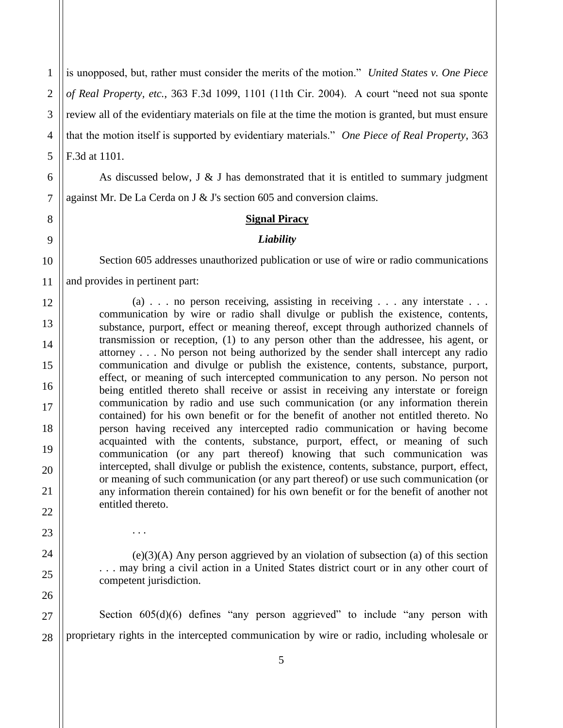is unopposed, but, rather must consider the merits of the motion." *United States v. One Piece of Real Property, etc.*, 363 F.3d 1099, 1101 (11th Cir. 2004). A court "need not sua sponte review all of the evidentiary materials on file at the time the motion is granted, but must ensure that the motion itself is supported by evidentiary materials." *One Piece of Real Property*, 363 F.3d at 1101.

As discussed below, J & J has demonstrated that it is entitled to summary judgment against Mr. De La Cerda on J & J's section 605 and conversion claims.

**Signal Piracy**

***Liability***

Section 605 addresses unauthorized publication or use of wire or radio communications and provides in pertinent part:

> (a) . . . no person receiving, assisting in receiving . . . any interstate . . . communication by wire or radio shall divulge or publish the existence, contents, substance, purport, effect or meaning thereof, except through authorized channels of transmission or reception, (1) to any person other than the addressee, his agent, or attorney . . . No person not being authorized by the sender shall intercept any radio communication and divulge or publish the existence, contents, substance, purport, effect, or meaning of such intercepted communication to any person. No person not being entitled thereto shall receive or assist in receiving any interstate or foreign communication by radio and use such communication (or any information therein contained) for his own benefit or for the benefit of another not entitled thereto. No person having received any intercepted radio communication or having become acquainted with the contents, substance, purport, effect, or meaning of such communication (or any part thereof) knowing that such communication was intercepted, shall divulge or publish the existence, contents, substance, purport, effect, or meaning of such communication (or any part thereof) or use such communication (or any information therein contained) for his own benefit or for the benefit of another not entitled thereto.
>
> . . .
>
> (e)(3)(A) Any person aggrieved by an violation of subsection (a) of this section . . . may bring a civil action in a United States district court or in any other court of competent jurisdiction.

Section 605(d)(6) defines "any person aggrieved" to include "any person with proprietary rights in the intercepted communication by wire or radio, including wholesale or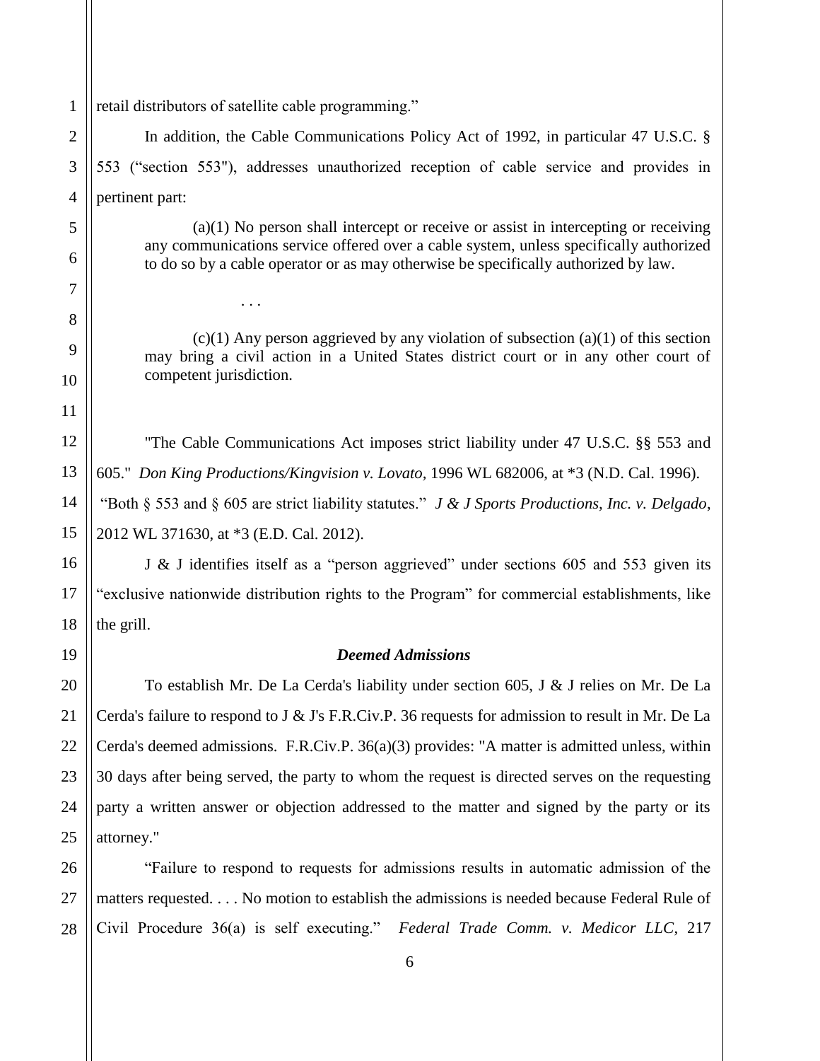retail distributors of satellite cable programming."

In addition, the Cable Communications Policy Act of 1992, in particular 47 U.S.C. § 553 ("section 553"), addresses unauthorized reception of cable service and provides in pertinent part:

> (a)(1) No person shall intercept or receive or assist in intercepting or receiving any communications service offered over a cable system, unless specifically authorized to do so by a cable operator or as may otherwise be specifically authorized by law.
>
> . . .
>
> (c)(1) Any person aggrieved by any violation of subsection (a)(1) of this section may bring a civil action in a United States district court or in any other court of competent jurisdiction.

"The Cable Communications Act imposes strict liability under 47 U.S.C. §§ 553 and 605." *Don King Productions/Kingvision v. Lovato*, 1996 WL 682006, at *3 (N.D. Cal. 1996). "Both § 553 and § 605 are strict liability statutes." *J & J Sports Productions, Inc. v. Delgado*, 2012 WL 371630, at *3 (E.D. Cal. 2012).

J & J identifies itself as a "person aggrieved" under sections 605 and 553 given its "exclusive nationwide distribution rights to the Program" for commercial establishments, like the grill.

### *Deemed Admissions*

To establish Mr. De La Cerda's liability under section 605, J & J relies on Mr. De La Cerda's failure to respond to J & J's F.R.Civ.P. 36 requests for admission to result in Mr. De La Cerda's deemed admissions. F.R.Civ.P. 36(a)(3) provides: "A matter is admitted unless, within 30 days after being served, the party to whom the request is directed serves on the requesting party a written answer or objection addressed to the matter and signed by the party or its attorney."

"Failure to respond to requests for admissions results in automatic admission of the matters requested. . . . No motion to establish the admissions is needed because Federal Rule of Civil Procedure 36(a) is self executing." *Federal Trade Comm. v. Medicor LLC*, 217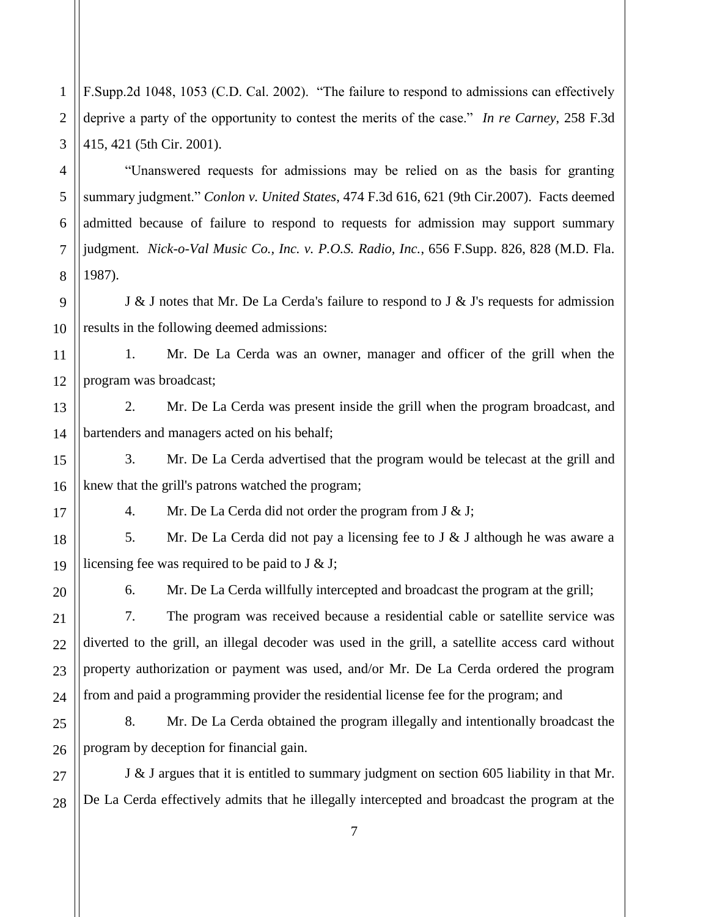F.Supp.2d 1048, 1053 (C.D. Cal. 2002). "The failure to respond to admissions can effectively deprive a party of the opportunity to contest the merits of the case." *In re Carney*, 258 F.3d 415, 421 (5th Cir. 2001).

"Unanswered requests for admissions may be relied on as the basis for granting summary judgment." *Conlon v. United States*, 474 F.3d 616, 621 (9th Cir.2007). Facts deemed admitted because of failure to respond to requests for admission may support summary judgment. *Nick-o-Val Music Co., Inc. v. P.O.S. Radio, Inc.*, 656 F.Supp. 826, 828 (M.D. Fla. 1987).

J & J notes that Mr. De La Cerda's failure to respond to J & J's requests for admission results in the following deemed admissions:

1. Mr. De La Cerda was an owner, manager and officer of the grill when the program was broadcast;

2. Mr. De La Cerda was present inside the grill when the program broadcast, and bartenders and managers acted on his behalf;

3. Mr. De La Cerda advertised that the program would be telecast at the grill and knew that the grill's patrons watched the program;

4. Mr. De La Cerda did not order the program from J & J;

5. Mr. De La Cerda did not pay a licensing fee to J & J although he was aware a licensing fee was required to be paid to J & J;

6. Mr. De La Cerda willfully intercepted and broadcast the program at the grill;

7. The program was received because a residential cable or satellite service was diverted to the grill, an illegal decoder was used in the grill, a satellite access card without property authorization or payment was used, and/or Mr. De La Cerda ordered the program from and paid a programming provider the residential license fee for the program; and

8. Mr. De La Cerda obtained the program illegally and intentionally broadcast the program by deception for financial gain.

J & J argues that it is entitled to summary judgment on section 605 liability in that Mr. De La Cerda effectively admits that he illegally intercepted and broadcast the program at the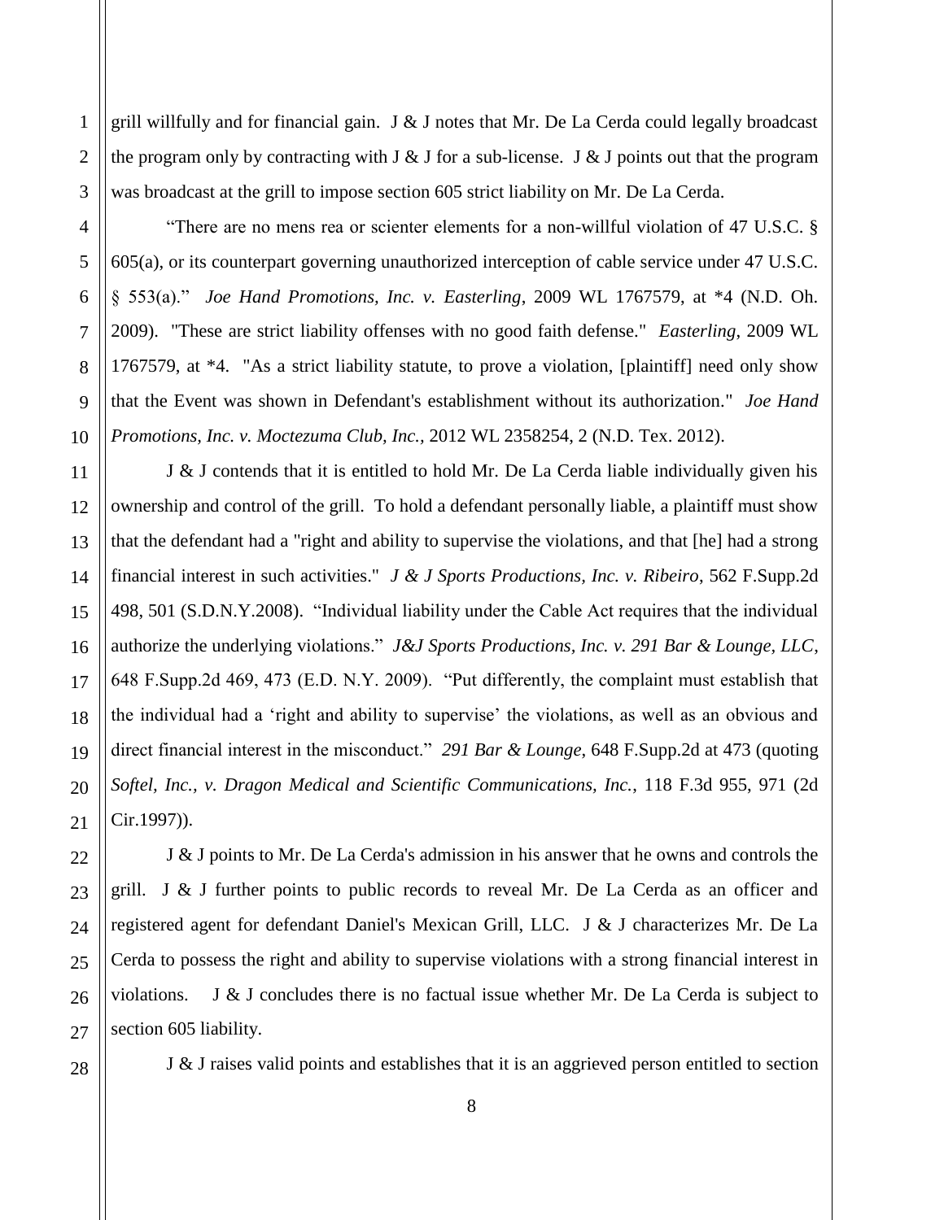grill willfully and for financial gain. J & J notes that Mr. De La Cerda could legally broadcast the program only by contracting with J & J for a sub-license. J & J points out that the program was broadcast at the grill to impose section 605 strict liability on Mr. De La Cerda.

"There are no mens rea or scienter elements for a non-willful violation of 47 U.S.C. § 605(a), or its counterpart governing unauthorized interception of cable service under 47 U.S.C. § 553(a)." *Joe Hand Promotions, Inc. v. Easterling*, 2009 WL 1767579, at *4 (N.D. Oh. 2009). "These are strict liability offenses with no good faith defense." *Easterling*, 2009 WL 1767579, at *4. "As a strict liability statute, to prove a violation, [plaintiff] need only show that the Event was shown in Defendant's establishment without its authorization." *Joe Hand Promotions, Inc. v. Moctezuma Club, Inc.*, 2012 WL 2358254, 2 (N.D. Tex. 2012).

J & J contends that it is entitled to hold Mr. De La Cerda liable individually given his ownership and control of the grill. To hold a defendant personally liable, a plaintiff must show that the defendant had a "right and ability to supervise the violations, and that [he] had a strong financial interest in such activities." *J & J Sports Productions, Inc. v. Ribeiro*, 562 F.Supp.2d 498, 501 (S.D.N.Y.2008). "Individual liability under the Cable Act requires that the individual authorize the underlying violations." *J&J Sports Productions, Inc. v. 291 Bar & Lounge, LLC*, 648 F.Supp.2d 469, 473 (E.D. N.Y. 2009). "Put differently, the complaint must establish that the individual had a 'right and ability to supervise' the violations, as well as an obvious and direct financial interest in the misconduct." *291 Bar & Lounge*, 648 F.Supp.2d at 473 (quoting *Softel, Inc., v. Dragon Medical and Scientific Communications, Inc.*, 118 F.3d 955, 971 (2d Cir.1997)).

J & J points to Mr. De La Cerda's admission in his answer that he owns and controls the grill. J & J further points to public records to reveal Mr. De La Cerda as an officer and registered agent for defendant Daniel's Mexican Grill, LLC. J & J characterizes Mr. De La Cerda to possess the right and ability to supervise violations with a strong financial interest in violations. J & J concludes there is no factual issue whether Mr. De La Cerda is subject to section 605 liability.

J & J raises valid points and establishes that it is an aggrieved person entitled to section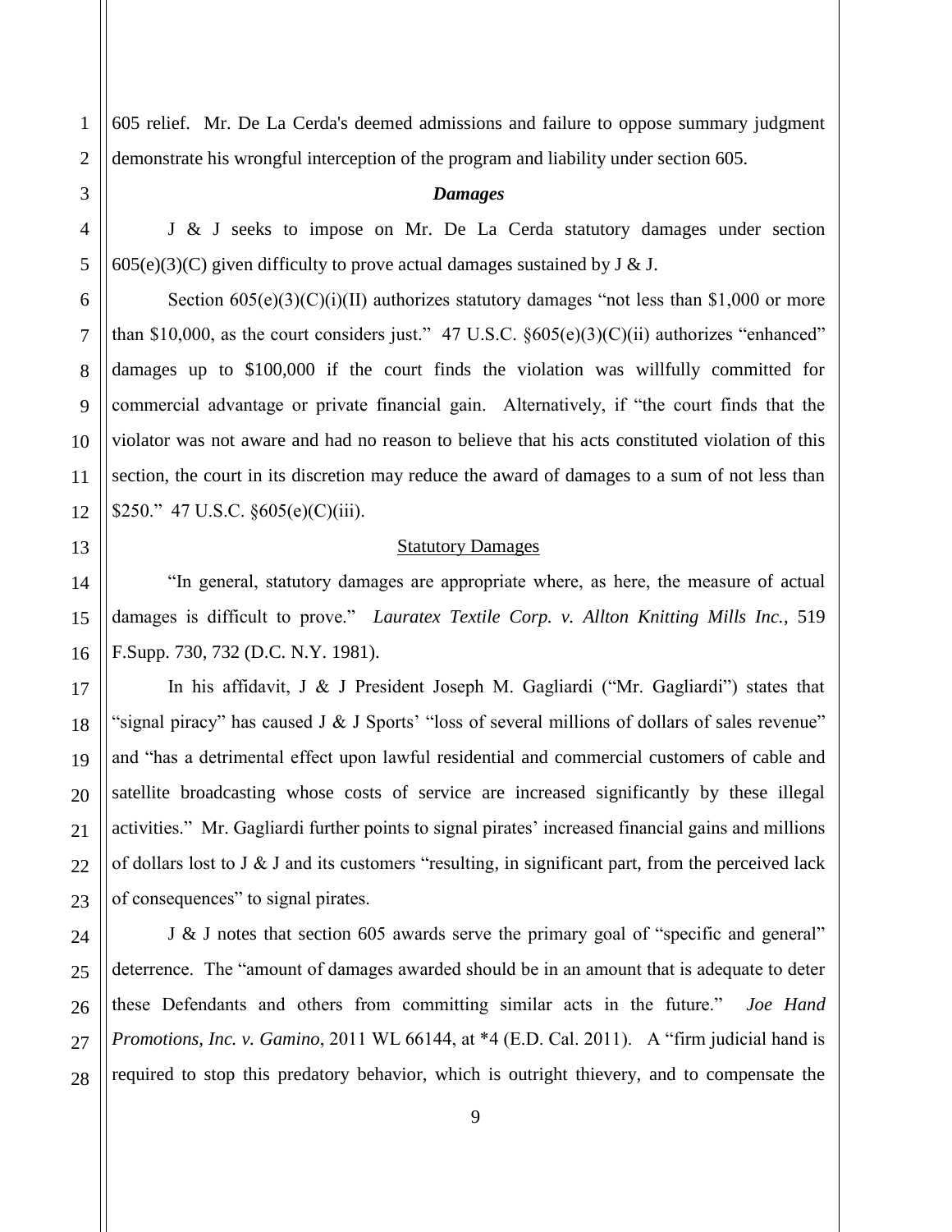605 relief. Mr. De La Cerda's deemed admissions and failure to oppose summary judgment demonstrate his wrongful interception of the program and liability under section 605.

### ***Damages***

J & J seeks to impose on Mr. De La Cerda statutory damages under section 605(e)(3)(C) given difficulty to prove actual damages sustained by J & J.

Section 605(e)(3)(C)(i)(II) authorizes statutory damages "not less than $1,000 or more than $10,000, as the court considers just." 47 U.S.C. §605(e)(3)(C)(ii) authorizes "enhanced" damages up to $100,000 if the court finds the violation was willfully committed for commercial advantage or private financial gain. Alternatively, if "the court finds that the violator was not aware and had no reason to believe that his acts constituted violation of this section, the court in its discretion may reduce the award of damages to a sum of not less than $250." 47 U.S.C. §605(e)(C)(iii).

#### Statutory Damages

"In general, statutory damages are appropriate where, as here, the measure of actual damages is difficult to prove." *Lauratex Textile Corp. v. Allton Knitting Mills Inc.*, 519 F.Supp. 730, 732 (D.C. N.Y. 1981).

In his affidavit, J & J President Joseph M. Gagliardi ("Mr. Gagliardi") states that "signal piracy" has caused J & J Sports' "loss of several millions of dollars of sales revenue" and "has a detrimental effect upon lawful residential and commercial customers of cable and satellite broadcasting whose costs of service are increased significantly by these illegal activities." Mr. Gagliardi further points to signal pirates' increased financial gains and millions of dollars lost to J & J and its customers "resulting, in significant part, from the perceived lack of consequences" to signal pirates.

J & J notes that section 605 awards serve the primary goal of "specific and general" deterrence. The "amount of damages awarded should be in an amount that is adequate to deter these Defendants and others from committing similar acts in the future." *Joe Hand Promotions, Inc. v. Gamino*, 2011 WL 66144, at *4 (E.D. Cal. 2011). A "firm judicial hand is required to stop this predatory behavior, which is outright thievery, and to compensate the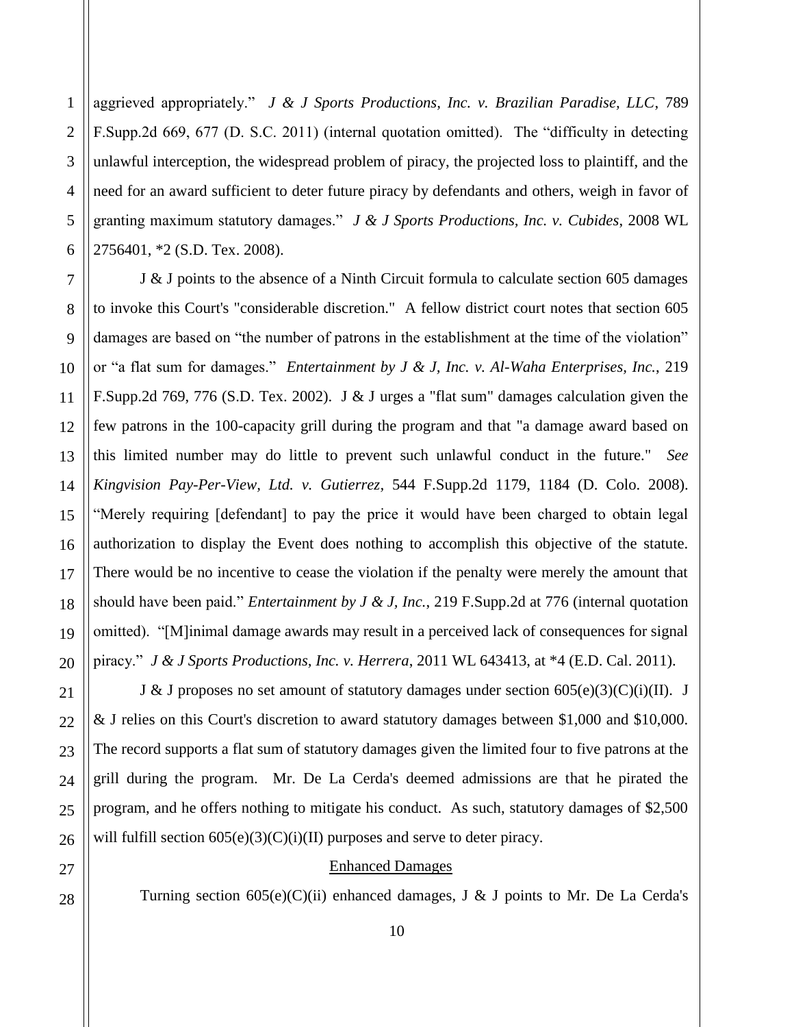aggrieved appropriately." *J & J Sports Productions, Inc. v. Brazilian Paradise, LLC*, 789 F.Supp.2d 669, 677 (D. S.C. 2011) (internal quotation omitted). The "difficulty in detecting unlawful interception, the widespread problem of piracy, the projected loss to plaintiff, and the need for an award sufficient to deter future piracy by defendants and others, weigh in favor of granting maximum statutory damages." *J & J Sports Productions, Inc. v. Cubides*, 2008 WL 2756401, *2 (S.D. Tex. 2008).

J & J points to the absence of a Ninth Circuit formula to calculate section 605 damages to invoke this Court's "considerable discretion." A fellow district court notes that section 605 damages are based on "the number of patrons in the establishment at the time of the violation" or "a flat sum for damages." *Entertainment by J & J, Inc. v. Al-Waha Enterprises, Inc.*, 219 F.Supp.2d 769, 776 (S.D. Tex. 2002). J & J urges a "flat sum" damages calculation given the few patrons in the 100-capacity grill during the program and that "a damage award based on this limited number may do little to prevent such unlawful conduct in the future." *See Kingvision Pay-Per-View, Ltd. v. Gutierrez*, 544 F.Supp.2d 1179, 1184 (D. Colo. 2008). "Merely requiring [defendant] to pay the price it would have been charged to obtain legal authorization to display the Event does nothing to accomplish this objective of the statute. There would be no incentive to cease the violation if the penalty were merely the amount that should have been paid." *Entertainment by J & J, Inc.*, 219 F.Supp.2d at 776 (internal quotation omitted). "[M]inimal damage awards may result in a perceived lack of consequences for signal piracy." *J & J Sports Productions, Inc. v. Herrera*, 2011 WL 643413, at *4 (E.D. Cal. 2011).

J & J proposes no set amount of statutory damages under section 605(e)(3)(C)(i)(II). J & J relies on this Court's discretion to award statutory damages between $1,000 and $10,000. The record supports a flat sum of statutory damages given the limited four to five patrons at the grill during the program. Mr. De La Cerda's deemed admissions are that he pirated the program, and he offers nothing to mitigate his conduct. As such, statutory damages of $2,500 will fulfill section 605(e)(3)(C)(i)(II) purposes and serve to deter piracy.

<u>Enhanced Damages</u>

Turning section 605(e)(C)(ii) enhanced damages, J & J points to Mr. De La Cerda's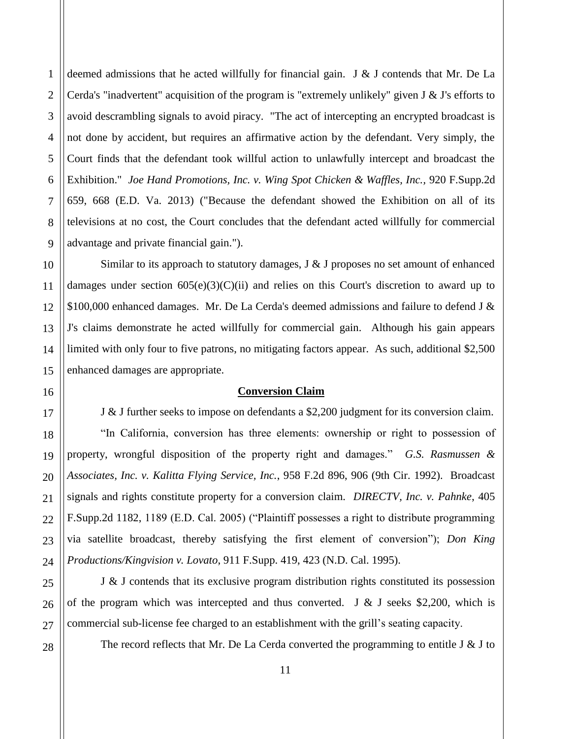deemed admissions that he acted willfully for financial gain. J & J contends that Mr. De La Cerda's "inadvertent" acquisition of the program is "extremely unlikely" given J & J's efforts to avoid descrambling signals to avoid piracy. "The act of intercepting an encrypted broadcast is not done by accident, but requires an affirmative action by the defendant. Very simply, the Court finds that the defendant took willful action to unlawfully intercept and broadcast the Exhibition." *Joe Hand Promotions, Inc. v. Wing Spot Chicken & Waffles, Inc.,* 920 F.Supp.2d 659, 668 (E.D. Va. 2013) ("Because the defendant showed the Exhibition on all of its televisions at no cost, the Court concludes that the defendant acted willfully for commercial advantage and private financial gain.").

Similar to its approach to statutory damages, J & J proposes no set amount of enhanced damages under section 605(e)(3)(C)(ii) and relies on this Court's discretion to award up to $100,000 enhanced damages. Mr. De La Cerda's deemed admissions and failure to defend J & J's claims demonstrate he acted willfully for commercial gain. Although his gain appears limited with only four to five patrons, no mitigating factors appear. As such, additional $2,500 enhanced damages are appropriate.

**Conversion Claim**

J & J further seeks to impose on defendants a $2,200 judgment for its conversion claim.

"In California, conversion has three elements: ownership or right to possession of property, wrongful disposition of the property right and damages." *G.S. Rasmussen & Associates, Inc. v. Kalitta Flying Service, Inc.*, 958 F.2d 896, 906 (9th Cir. 1992). Broadcast signals and rights constitute property for a conversion claim. *DIRECTV, Inc. v. Pahnke*, 405 F.Supp.2d 1182, 1189 (E.D. Cal. 2005) ("Plaintiff possesses a right to distribute programming via satellite broadcast, thereby satisfying the first element of conversion"); *Don King Productions/Kingvision v. Lovato*, 911 F.Supp. 419, 423 (N.D. Cal. 1995).

J & J contends that its exclusive program distribution rights constituted its possession of the program which was intercepted and thus converted. J & J seeks $2,200, which is commercial sub-license fee charged to an establishment with the grill's seating capacity.

The record reflects that Mr. De La Cerda converted the programming to entitle J & J to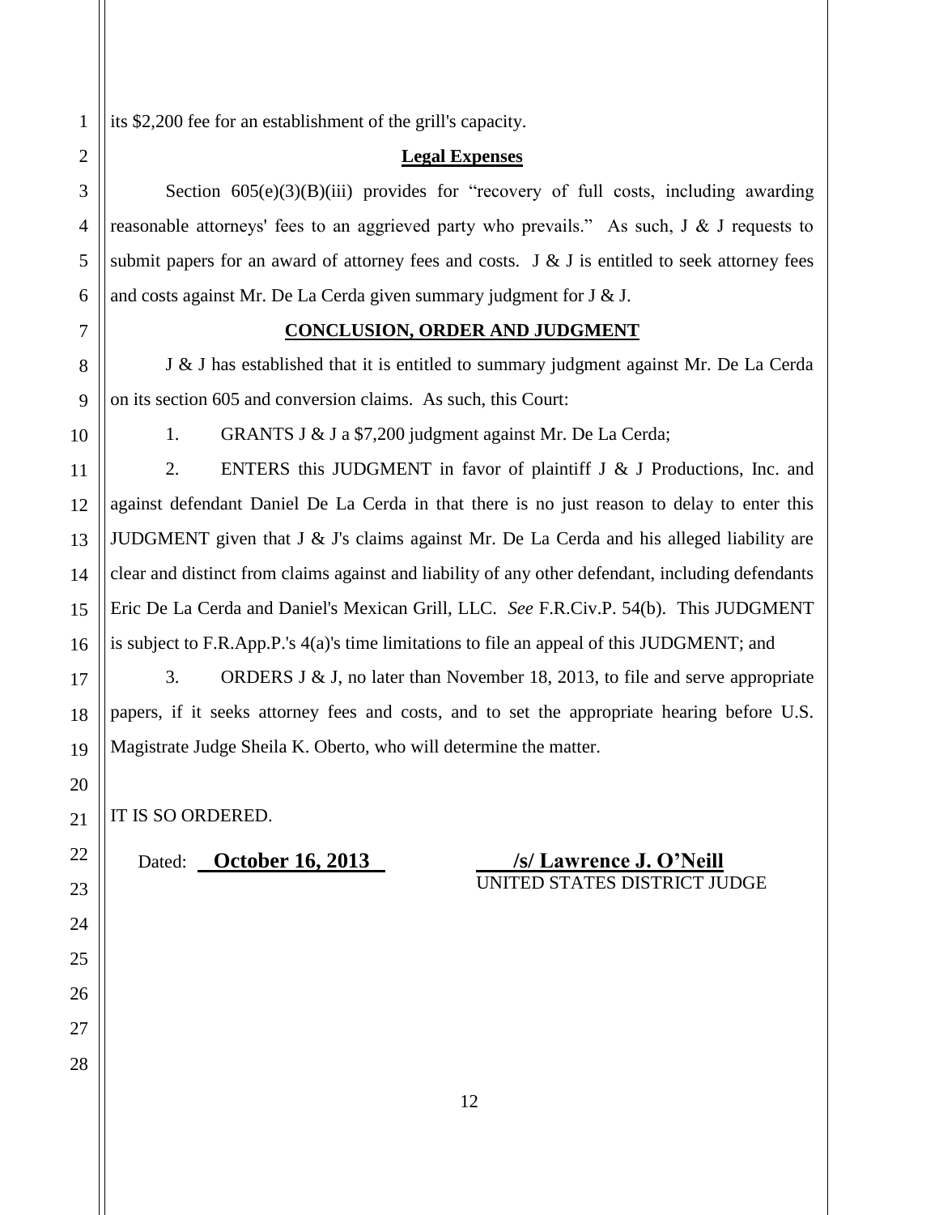its $2,200 fee for an establishment of the grill's capacity.

**Legal Expenses**

Section 605(e)(3)(B)(iii) provides for "recovery of full costs, including awarding reasonable attorneys' fees to an aggrieved party who prevails." As such, J & J requests to submit papers for an award of attorney fees and costs. J & J is entitled to seek attorney fees and costs against Mr. De La Cerda given summary judgment for J & J.

**CONCLUSION, ORDER AND JUDGMENT**

J & J has established that it is entitled to summary judgment against Mr. De La Cerda on its section 605 and conversion claims. As such, this Court:

1. GRANTS J & J a $7,200 judgment against Mr. De La Cerda;

2. ENTERS this JUDGMENT in favor of plaintiff J & J Productions, Inc. and against defendant Daniel De La Cerda in that there is no just reason to delay to enter this JUDGMENT given that J & J's claims against Mr. De La Cerda and his alleged liability are clear and distinct from claims against and liability of any other defendant, including defendants Eric De La Cerda and Daniel's Mexican Grill, LLC. *See* F.R.Civ.P. 54(b). This JUDGMENT is subject to F.R.App.P.'s 4(a)'s time limitations to file an appeal of this JUDGMENT; and

3. ORDERS J & J, no later than November 18, 2013, to file and serve appropriate papers, if it seeks attorney fees and costs, and to set the appropriate hearing before U.S. Magistrate Judge Sheila K. Oberto, who will determine the matter.

IT IS SO ORDERED.

Dated: **October 16, 2013**

**/s/ Lawrence J. O'Neill**
UNITED STATES DISTRICT JUDGE